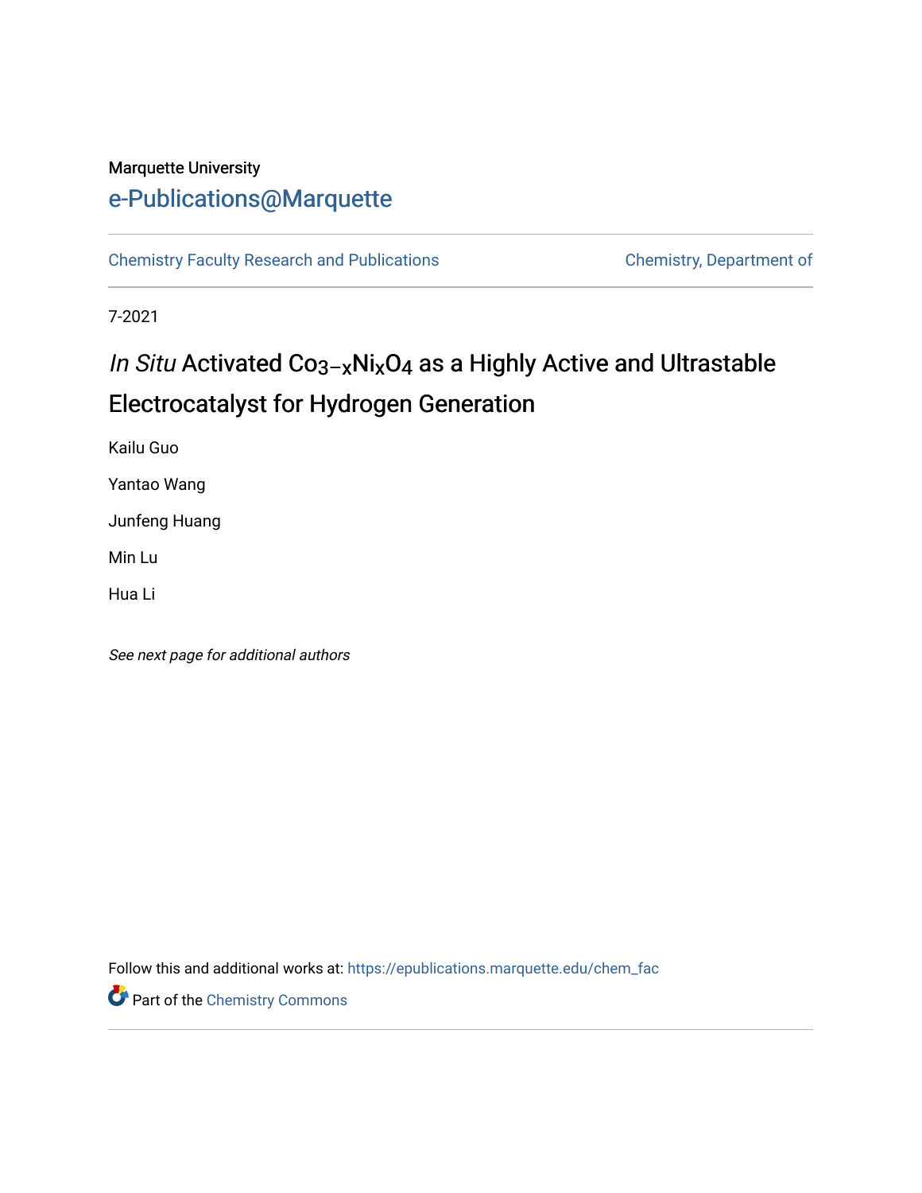Marquette University

# e-Publications@Marquette

Chemistry Faculty Research and Publications | Chemistry, Department of

7-2021

# *In Situ* Activated $Co_{3-x}Ni_xO_4$ as a Highly Active and Ultrastable Electrocatalyst for Hydrogen Generation

Kailu Guo

Yantao Wang

Junfeng Huang

Min Lu

Hua Li

*See next page for additional authors*

Follow this and additional works at: https://epublications.marquette.edu/chem_fac

Part of the Chemistry Commons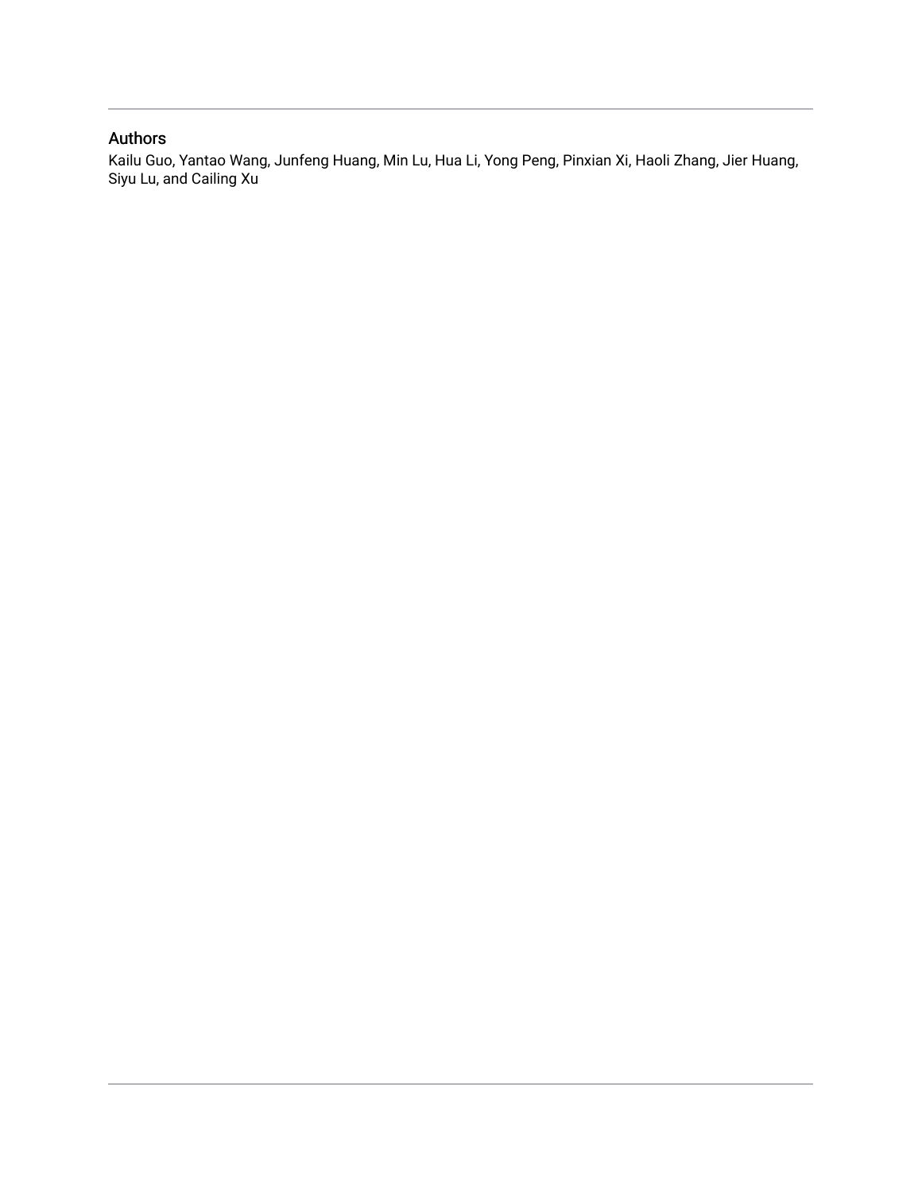## Authors

Kailu Guo, Yantao Wang, Junfeng Huang, Min Lu, Hua Li, Yong Peng, Pinxian Xi, Haoli Zhang, Jier Huang, Siyu Lu, and Cailing Xu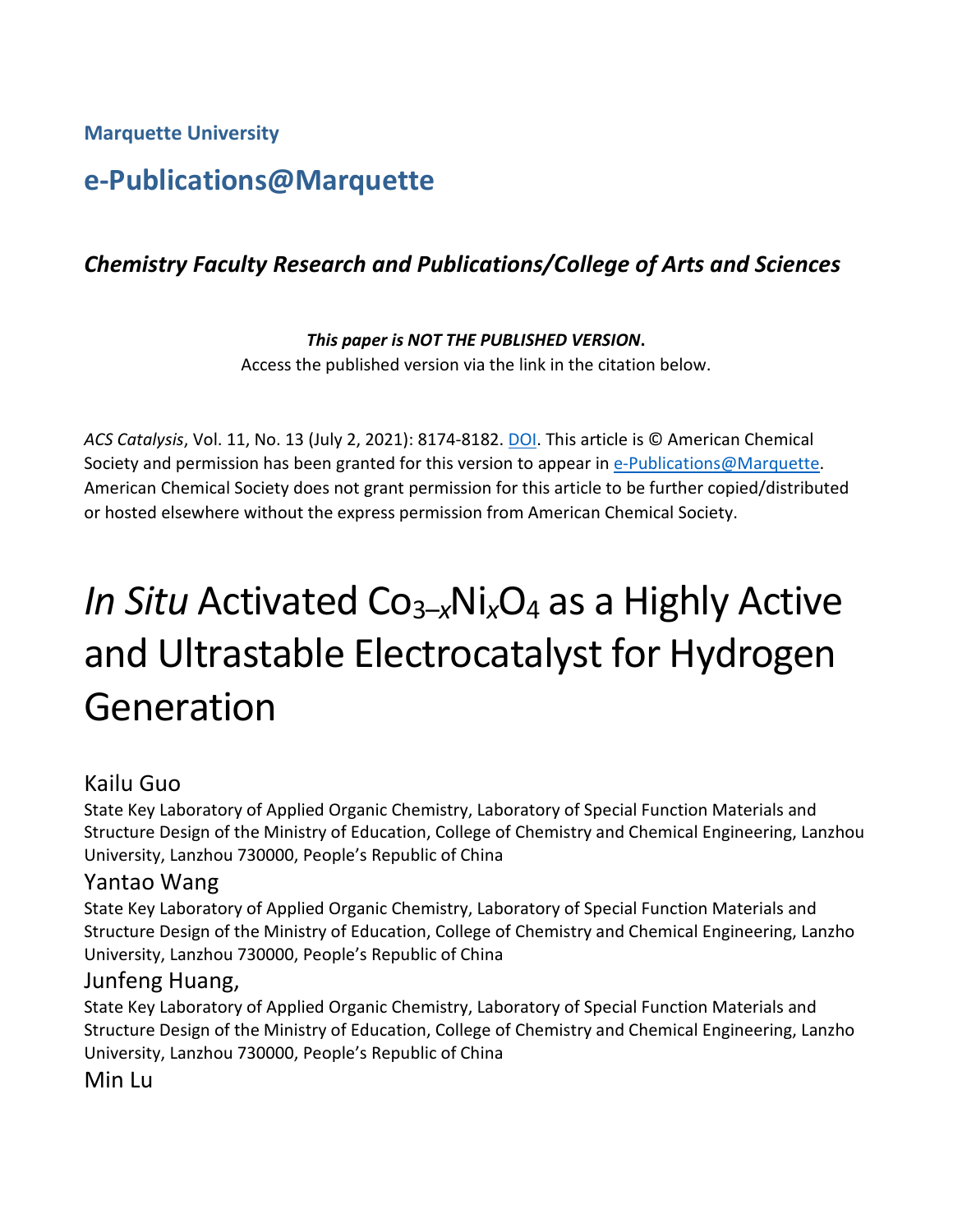**Marquette University**

## e-Publications@Marquette

### *Chemistry Faculty Research and Publications/College of Arts and Sciences*

***This paper is NOT THE PUBLISHED VERSION.***
Access the published version via the link in the citation below.

*ACS Catalysis*, Vol. 11, No. 13 (July 2, 2021): 8174-8182. DOI. This article is © American Chemical Society and permission has been granted for this version to appear in e-Publications@Marquette. American Chemical Society does not grant permission for this article to be further copied/distributed or hosted elsewhere without the express permission from American Chemical Society.

# *In Situ* Activated $Co_{3-x}Ni_xO_4$ as a Highly Active and Ultrastable Electrocatalyst for Hydrogen Generation

Kailu Guo
State Key Laboratory of Applied Organic Chemistry, Laboratory of Special Function Materials and Structure Design of the Ministry of Education, College of Chemistry and Chemical Engineering, Lanzhou University, Lanzhou 730000, People's Republic of China

Yantao Wang
State Key Laboratory of Applied Organic Chemistry, Laboratory of Special Function Materials and Structure Design of the Ministry of Education, College of Chemistry and Chemical Engineering, Lanzho University, Lanzhou 730000, People's Republic of China

Junfeng Huang,
State Key Laboratory of Applied Organic Chemistry, Laboratory of Special Function Materials and Structure Design of the Ministry of Education, College of Chemistry and Chemical Engineering, Lanzho University, Lanzhou 730000, People's Republic of China

Min Lu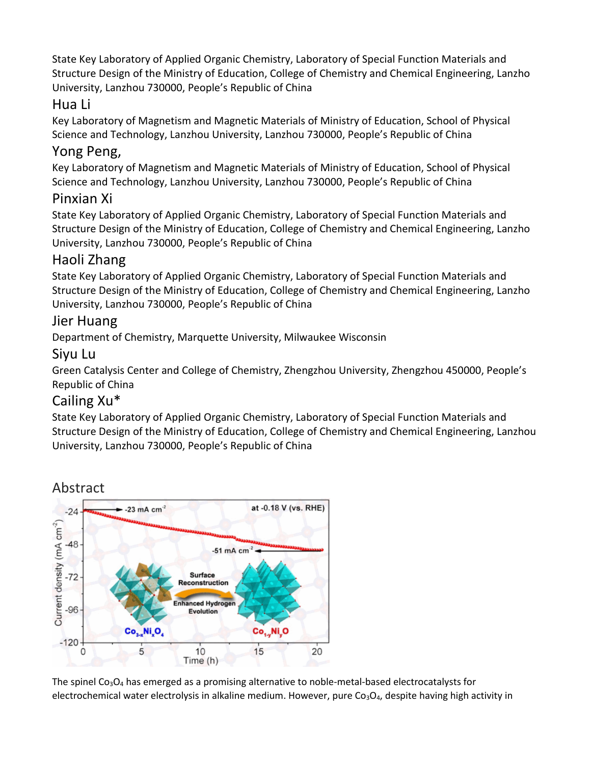State Key Laboratory of Applied Organic Chemistry, Laboratory of Special Function Materials and Structure Design of the Ministry of Education, College of Chemistry and Chemical Engineering, Lanzho University, Lanzhou 730000, People's Republic of China

## Hua Li

Key Laboratory of Magnetism and Magnetic Materials of Ministry of Education, School of Physical Science and Technology, Lanzhou University, Lanzhou 730000, People's Republic of China

## Yong Peng,

Key Laboratory of Magnetism and Magnetic Materials of Ministry of Education, School of Physical Science and Technology, Lanzhou University, Lanzhou 730000, People's Republic of China

## Pinxian Xi

State Key Laboratory of Applied Organic Chemistry, Laboratory of Special Function Materials and Structure Design of the Ministry of Education, College of Chemistry and Chemical Engineering, Lanzho University, Lanzhou 730000, People's Republic of China

## Haoli Zhang

State Key Laboratory of Applied Organic Chemistry, Laboratory of Special Function Materials and Structure Design of the Ministry of Education, College of Chemistry and Chemical Engineering, Lanzho University, Lanzhou 730000, People's Republic of China

## Jier Huang

Department of Chemistry, Marquette University, Milwaukee Wisconsin

## Siyu Lu

Green Catalysis Center and College of Chemistry, Zhengzhou University, Zhengzhou 450000, People's Republic of China

## Cailing Xu*

State Key Laboratory of Applied Organic Chemistry, Laboratory of Special Function Materials and Structure Design of the Ministry of Education, College of Chemistry and Chemical Engineering, Lanzhou University, Lanzhou 730000, People's Republic of China

# Abstract

The spinel $Co_3O_4$ has emerged as a promising alternative to noble-metal-based electrocatalysts for electrochemical water electrolysis in alkaline medium. However, pure $Co_3O_4$, despite having high activity in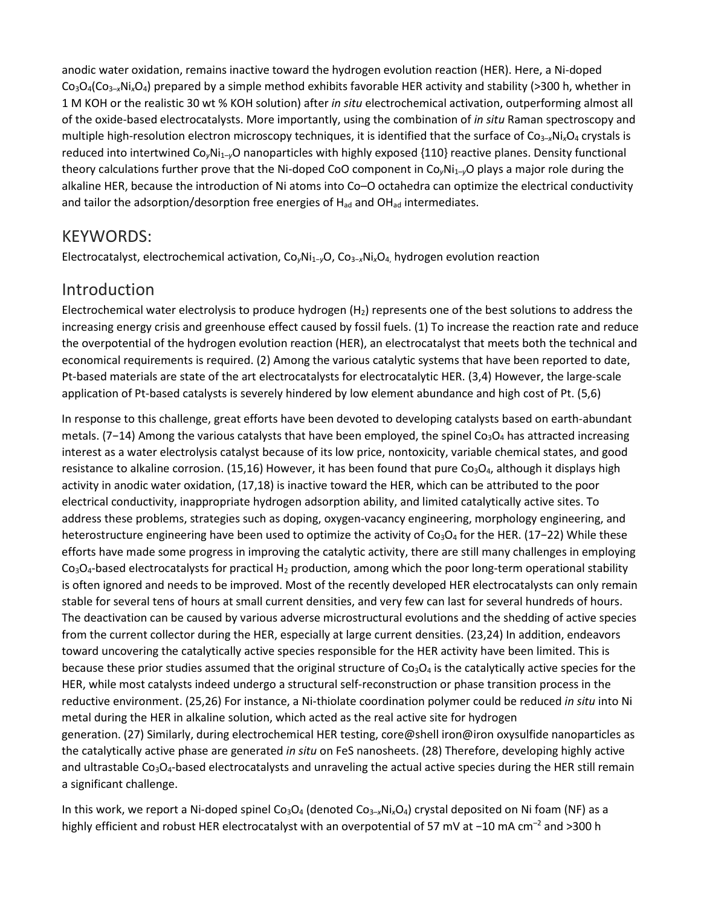anodic water oxidation, remains inactive toward the hydrogen evolution reaction (HER). Here, a Ni-doped $Co_3O_4$($Co_{3-x}Ni_xO_4$) prepared by a simple method exhibits favorable HER activity and stability (>300 h, whether in 1 M KOH or the realistic 30 wt % KOH solution) after *in situ* electrochemical activation, outperforming almost all of the oxide-based electrocatalysts. More importantly, using the combination of *in situ* Raman spectroscopy and multiple high-resolution electron microscopy techniques, it is identified that the surface of $Co_{3-x}Ni_xO_4$ crystals is reduced into intertwined $Co_yNi_{1-y}O$ nanoparticles with highly exposed {110} reactive planes. Density functional theory calculations further prove that the Ni-doped CoO component in $Co_yNi_{1-y}O$ plays a major role during the alkaline HER, because the introduction of Ni atoms into Co–O octahedra can optimize the electrical conductivity and tailor the adsorption/desorption free energies of $H_{ad}$ and $OH_{ad}$ intermediates.

## KEYWORDS:

Electrocatalyst, electrochemical activation, $Co_yNi_{1-y}O$, $Co_{3-x}Ni_xO_4$, hydrogen evolution reaction

## Introduction

Electrochemical water electrolysis to produce hydrogen ($H_2$) represents one of the best solutions to address the increasing energy crisis and greenhouse effect caused by fossil fuels. (1) To increase the reaction rate and reduce the overpotential of the hydrogen evolution reaction (HER), an electrocatalyst that meets both the technical and economical requirements is required. (2) Among the various catalytic systems that have been reported to date, Pt-based materials are state of the art electrocatalysts for electrocatalytic HER. (3,4) However, the large-scale application of Pt-based catalysts is severely hindered by low element abundance and high cost of Pt. (5,6)

In response to this challenge, great efforts have been devoted to developing catalysts based on earth-abundant metals. (7−14) Among the various catalysts that have been employed, the spinel $Co_3O_4$ has attracted increasing interest as a water electrolysis catalyst because of its low price, nontoxicity, variable chemical states, and good resistance to alkaline corrosion. (15,16) However, it has been found that pure $Co_3O_4$, although it displays high activity in anodic water oxidation, (17,18) is inactive toward the HER, which can be attributed to the poor electrical conductivity, inappropriate hydrogen adsorption ability, and limited catalytically active sites. To address these problems, strategies such as doping, oxygen-vacancy engineering, morphology engineering, and heterostructure engineering have been used to optimize the activity of $Co_3O_4$ for the HER. (17−22) While these efforts have made some progress in improving the catalytic activity, there are still many challenges in employing $Co_3O_4$-based electrocatalysts for practical $H_2$ production, among which the poor long-term operational stability is often ignored and needs to be improved. Most of the recently developed HER electrocatalysts can only remain stable for several tens of hours at small current densities, and very few can last for several hundreds of hours. The deactivation can be caused by various adverse microstructural evolutions and the shedding of active species from the current collector during the HER, especially at large current densities. (23,24) In addition, endeavors toward uncovering the catalytically active species responsible for the HER activity have been limited. This is because these prior studies assumed that the original structure of $Co_3O_4$ is the catalytically active species for the HER, while most catalysts indeed undergo a structural self-reconstruction or phase transition process in the reductive environment. (25,26) For instance, a Ni-thiolate coordination polymer could be reduced *in situ* into Ni metal during the HER in alkaline solution, which acted as the real active site for hydrogen generation. (27) Similarly, during electrochemical HER testing, core@shell iron@iron oxysulfide nanoparticles as the catalytically active phase are generated *in situ* on FeS nanosheets. (28) Therefore, developing highly active and ultrastable $Co_3O_4$-based electrocatalysts and unraveling the actual active species during the HER still remain a significant challenge.

In this work, we report a Ni-doped spinel $Co_3O_4$ (denoted $Co_{3-x}Ni_xO_4$) crystal deposited on Ni foam (NF) as a highly efficient and robust HER electrocatalyst with an overpotential of 57 mV at −10 mA $cm^{-2}$ and >300 h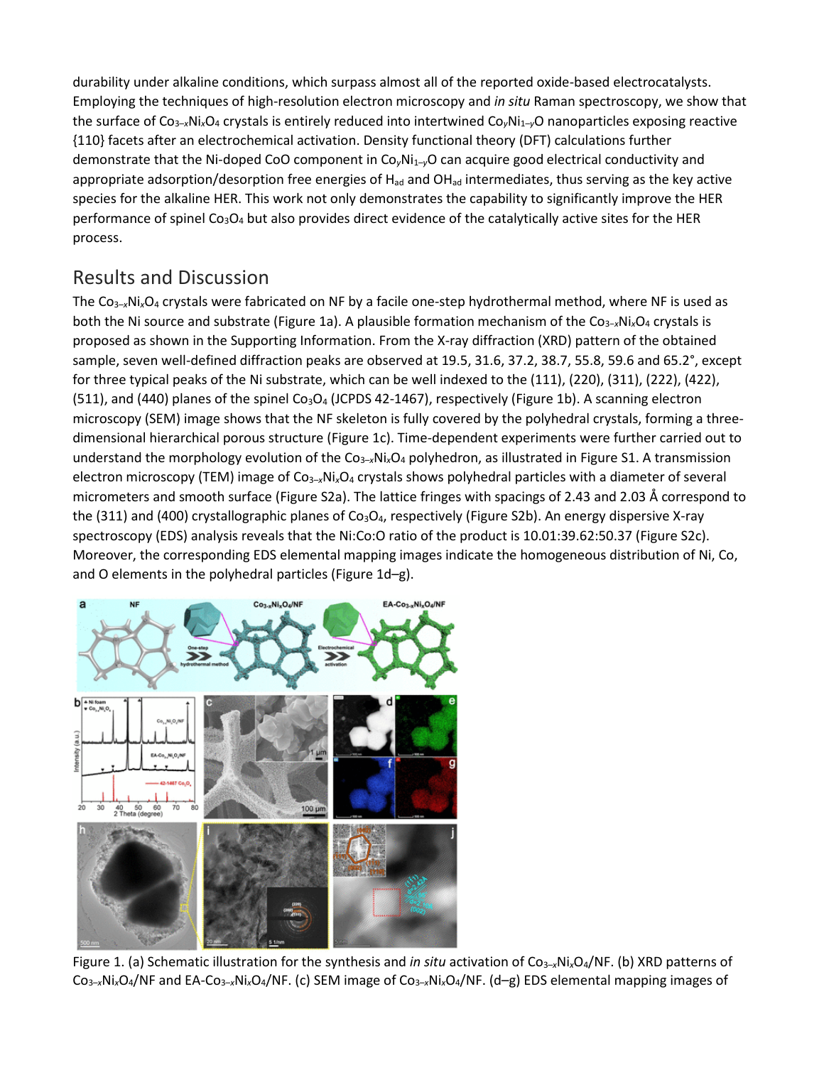durability under alkaline conditions, which surpass almost all of the reported oxide-based electrocatalysts. Employing the techniques of high-resolution electron microscopy and *in situ* Raman spectroscopy, we show that the surface of $Co_{3-x}Ni_xO_4$ crystals is entirely reduced into intertwined $Co_yNi_{1-y}O$ nanoparticles exposing reactive {110} facets after an electrochemical activation. Density functional theory (DFT) calculations further demonstrate that the Ni-doped CoO component in $Co_yNi_{1-y}O$ can acquire good electrical conductivity and appropriate adsorption/desorption free energies of $H_{ad}$ and $OH_{ad}$ intermediates, thus serving as the key active species for the alkaline HER. This work not only demonstrates the capability to significantly improve the HER performance of spinel $Co_3O_4$ but also provides direct evidence of the catalytically active sites for the HER process.

## Results and Discussion

The $Co_{3-x}Ni_xO_4$ crystals were fabricated on NF by a facile one-step hydrothermal method, where NF is used as both the Ni source and substrate (Figure 1a). A plausible formation mechanism of the $Co_{3-x}Ni_xO_4$ crystals is proposed as shown in the Supporting Information. From the X-ray diffraction (XRD) pattern of the obtained sample, seven well-defined diffraction peaks are observed at 19.5, 31.6, 37.2, 38.7, 55.8, 59.6 and 65.2°, except for three typical peaks of the Ni substrate, which can be well indexed to the (111), (220), (311), (222), (422), (511), and (440) planes of the spinel $Co_3O_4$ (JCPDS 42-1467), respectively (Figure 1b). A scanning electron microscopy (SEM) image shows that the NF skeleton is fully covered by the polyhedral crystals, forming a three-dimensional hierarchical porous structure (Figure 1c). Time-dependent experiments were further carried out to understand the morphology evolution of the $Co_{3-x}Ni_xO_4$ polyhedron, as illustrated in Figure S1. A transmission electron microscopy (TEM) image of $Co_{3-x}Ni_xO_4$ crystals shows polyhedral particles with a diameter of several micrometers and smooth surface (Figure S2a). The lattice fringes with spacings of 2.43 and 2.03 Å correspond to the (311) and (400) crystallographic planes of $Co_3O_4$, respectively (Figure S2b). An energy dispersive X-ray spectroscopy (EDS) analysis reveals that the Ni:Co:O ratio of the product is 10.01:39.62:50.37 (Figure S2c). Moreover, the corresponding EDS elemental mapping images indicate the homogeneous distribution of Ni, Co, and O elements in the polyhedral particles (Figure 1d–g).

Figure 1. (a) Schematic illustration for the synthesis and *in situ* activation of $Co_{3-x}Ni_xO_4$/NF. (b) XRD patterns of $Co_{3-x}Ni_xO_4$/NF and EA-$Co_{3-x}Ni_xO_4$/NF. (c) SEM image of $Co_{3-x}Ni_xO_4$/NF. (d–g) EDS elemental mapping images of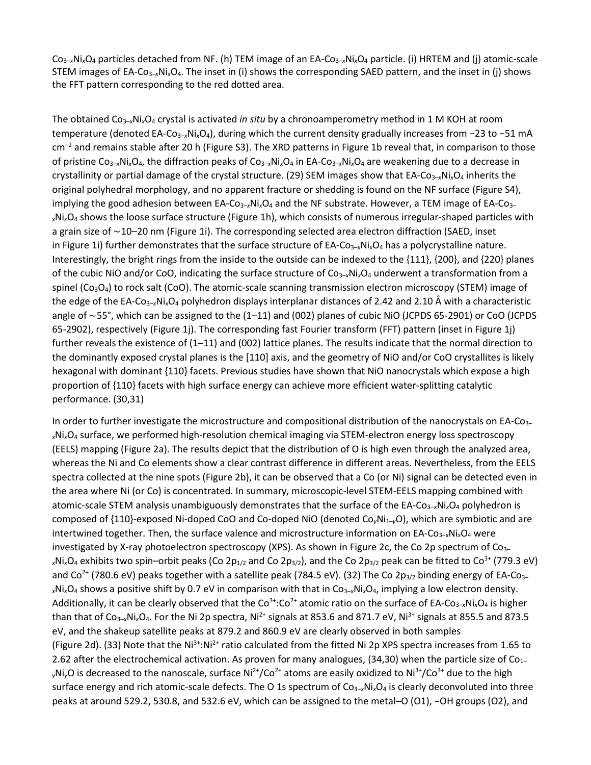$Co_{3-x}Ni_xO_4$ particles detached from NF. (h) TEM image of an EA-$Co_{3-x}Ni_xO_4$ particle. (i) HRTEM and (j) atomic-scale STEM images of EA-$Co_{3-x}Ni_xO_4$. The inset in (i) shows the corresponding SAED pattern, and the inset in (j) shows the FFT pattern corresponding to the red dotted area.

The obtained $Co_{3-x}Ni_xO_4$ crystal is activated *in situ* by a chronoamperometry method in 1 M KOH at room temperature (denoted EA-$Co_{3-x}Ni_xO_4$), during which the current density gradually increases from −23 to −51 mA $cm^{-2}$ and remains stable after 20 h (Figure S3). The XRD patterns in Figure 1b reveal that, in comparison to those of pristine $Co_{3-x}Ni_xO_4$, the diffraction peaks of $Co_{3-x}Ni_xO_4$ in EA-$Co_{3-x}Ni_xO_4$ are weakening due to a decrease in crystallinity or partial damage of the crystal structure. (29) SEM images show that EA-$Co_{3-x}Ni_xO_4$ inherits the original polyhedral morphology, and no apparent fracture or shedding is found on the NF surface (Figure S4), implying the good adhesion between EA-$Co_{3-x}Ni_xO_4$ and the NF substrate. However, a TEM image of EA-$Co_{3-x}Ni_xO_4$ shows the loose surface structure (Figure 1h), which consists of numerous irregular-shaped particles with a grain size of ∼10–20 nm (Figure 1i). The corresponding selected area electron diffraction (SAED, inset in Figure 1i) further demonstrates that the surface structure of EA-$Co_{3-x}Ni_xO_4$ has a polycrystalline nature. Interestingly, the bright rings from the inside to the outside can be indexed to the {111}, {200}, and {220} planes of the cubic NiO and/or CoO, indicating the surface structure of $Co_{3-x}Ni_xO_4$ underwent a transformation from a spinel ($Co_3O_4$) to rock salt (CoO). The atomic-scale scanning transmission electron microscopy (STEM) image of the edge of the EA-$Co_{3-x}Ni_xO_4$ polyhedron displays interplanar distances of 2.42 and 2.10 Å with a characteristic angle of ∼55°, which can be assigned to the (1–11) and (002) planes of cubic NiO (JCPDS 65-2901) or CoO (JCPDS 65-2902), respectively (Figure 1j). The corresponding fast Fourier transform (FFT) pattern (inset in Figure 1j) further reveals the existence of (1–11) and (002) lattice planes. The results indicate that the normal direction to the dominantly exposed crystal planes is the [110] axis, and the geometry of NiO and/or CoO crystallites is likely hexagonal with dominant {110} facets. Previous studies have shown that NiO nanocrystals which expose a high proportion of {110} facets with high surface energy can achieve more efficient water-splitting catalytic performance. (30,31)

In order to further investigate the microstructure and compositional distribution of the nanocrystals on EA-$Co_{3-x}Ni_xO_4$ surface, we performed high-resolution chemical imaging via STEM-electron energy loss spectroscopy (EELS) mapping (Figure 2a). The results depict that the distribution of O is high even through the analyzed area, whereas the Ni and Co elements show a clear contrast difference in different areas. Nevertheless, from the EELS spectra collected at the nine spots (Figure 2b), it can be observed that a Co (or Ni) signal can be detected even in the area where Ni (or Co) is concentrated. In summary, microscopic-level STEM-EELS mapping combined with atomic-scale STEM analysis unambiguously demonstrates that the surface of the EA-$Co_{3-x}Ni_xO_4$ polyhedron is composed of {110}-exposed Ni-doped CoO and Co-doped NiO (denoted $Co_yNi_{1-y}O$), which are symbiotic and are intertwined together. Then, the surface valence and microstructure information on EA-$Co_{3-x}Ni_xO_4$ were investigated by X-ray photoelectron spectroscopy (XPS). As shown in Figure 2c, the Co 2p spectrum of $Co_{3-x}Ni_xO_4$ exhibits two spin–orbit peaks (Co $2p_{1/2}$ and Co $2p_{3/2}$), and the Co $2p_{3/2}$ peak can be fitted to $Co^{3+}$ (779.3 eV) and $Co^{2+}$ (780.6 eV) peaks together with a satellite peak (784.5 eV). (32) The Co $2p_{3/2}$ binding energy of EA-$Co_{3-x}Ni_xO_4$ shows a positive shift by 0.7 eV in comparison with that in $Co_{3-x}Ni_xO_4$, implying a low electron density. Additionally, it can be clearly observed that the $Co^{3+}$:$Co^{2+}$ atomic ratio on the surface of EA-$Co_{3-x}Ni_xO_4$ is higher than that of $Co_{3-x}Ni_xO_4$. For the Ni 2p spectra, $Ni^{2+}$ signals at 853.6 and 871.7 eV, $Ni^{3+}$ signals at 855.5 and 873.5 eV, and the shakeup satellite peaks at 879.2 and 860.9 eV are clearly observed in both samples (Figure 2d). (33) Note that the $Ni^{3+}$:$Ni^{2+}$ ratio calculated from the fitted Ni 2p XPS spectra increases from 1.65 to 2.62 after the electrochemical activation. As proven for many analogues, (34,30) when the particle size of $Co_{1-y}Ni_yO$ is decreased to the nanoscale, surface $Ni^{2+}$/$Co^{2+}$ atoms are easily oxidized to $Ni^{3+}$/$Co^{3+}$ due to the high surface energy and rich atomic-scale defects. The O 1s spectrum of $Co_{3-x}Ni_xO_4$ is clearly deconvoluted into three peaks at around 529.2, 530.8, and 532.6 eV, which can be assigned to the metal–O (O1), −OH groups (O2), and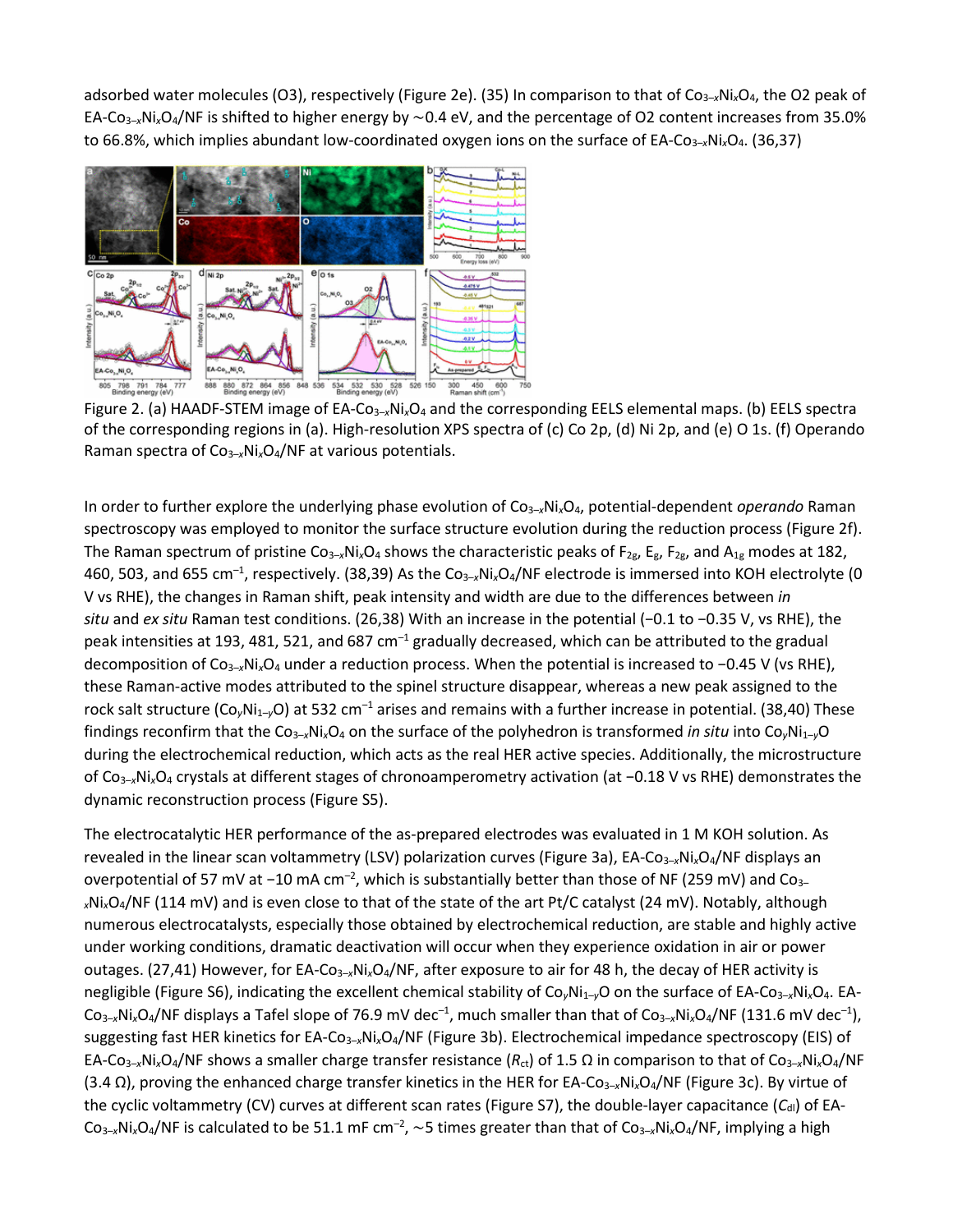adsorbed water molecules (O3), respectively (Figure 2e). (35) In comparison to that of $Co_{3-x}Ni_xO_4$, the O2 peak of EA-$Co_{3-x}Ni_xO_4$/NF is shifted to higher energy by ∼0.4 eV, and the percentage of O2 content increases from 35.0% to 66.8%, which implies abundant low-coordinated oxygen ions on the surface of EA-$Co_{3-x}Ni_xO_4$. (36,37)

Figure 2. (a) HAADF-STEM image of EA-$Co_{3-x}Ni_xO_4$ and the corresponding EELS elemental maps. (b) EELS spectra of the corresponding regions in (a). High-resolution XPS spectra of (c) Co 2p, (d) Ni 2p, and (e) O 1s. (f) Operando Raman spectra of $Co_{3-x}Ni_xO_4$/NF at various potentials.

In order to further explore the underlying phase evolution of $Co_{3-x}Ni_xO_4$, potential-dependent *operando* Raman spectroscopy was employed to monitor the surface structure evolution during the reduction process (Figure 2f). The Raman spectrum of pristine $Co_{3-x}Ni_xO_4$ shows the characteristic peaks of $F_{2g}$, $E_g$, $F_{2g}$, and $A_{1g}$ modes at 182, 460, 503, and 655 $cm^{-1}$, respectively. (38,39) As the $Co_{3-x}Ni_xO_4$/NF electrode is immersed into KOH electrolyte (0 V vs RHE), the changes in Raman shift, peak intensity and width are due to the differences between *in situ* and *ex situ* Raman test conditions. (26,38) With an increase in the potential (−0.1 to −0.35 V, vs RHE), the peak intensities at 193, 481, 521, and 687 $cm^{-1}$ gradually decreased, which can be attributed to the gradual decomposition of $Co_{3-x}Ni_xO_4$ under a reduction process. When the potential is increased to −0.45 V (vs RHE), these Raman-active modes attributed to the spinel structure disappear, whereas a new peak assigned to the rock salt structure ($Co_yNi_{1-y}O$) at 532 $cm^{-1}$ arises and remains with a further increase in potential. (38,40) These findings reconfirm that the $Co_{3-x}Ni_xO_4$ on the surface of the polyhedron is transformed *in situ* into $Co_yNi_{1-y}O$ during the electrochemical reduction, which acts as the real HER active species. Additionally, the microstructure of $Co_{3-x}Ni_xO_4$ crystals at different stages of chronoamperometry activation (at −0.18 V vs RHE) demonstrates the dynamic reconstruction process (Figure S5).

The electrocatalytic HER performance of the as-prepared electrodes was evaluated in 1 M KOH solution. As revealed in the linear scan voltammetry (LSV) polarization curves (Figure 3a), EA-$Co_{3-x}Ni_xO_4$/NF displays an overpotential of 57 mV at −10 mA $cm^{-2}$, which is substantially better than those of NF (259 mV) and $Co_{3-x}Ni_xO_4$/NF (114 mV) and is even close to that of the state of the art Pt/C catalyst (24 mV). Notably, although numerous electrocatalysts, especially those obtained by electrochemical reduction, are stable and highly active under working conditions, dramatic deactivation will occur when they experience oxidation in air or power outages. (27,41) However, for EA-$Co_{3-x}Ni_xO_4$/NF, after exposure to air for 48 h, the decay of HER activity is negligible (Figure S6), indicating the excellent chemical stability of $Co_yNi_{1-y}O$ on the surface of EA-$Co_{3-x}Ni_xO_4$. EA-$Co_{3-x}Ni_xO_4$/NF displays a Tafel slope of 76.9 mV $dec^{-1}$, much smaller than that of $Co_{3-x}Ni_xO_4$/NF (131.6 mV $dec^{-1}$), suggesting fast HER kinetics for EA-$Co_{3-x}Ni_xO_4$/NF (Figure 3b). Electrochemical impedance spectroscopy (EIS) of EA-$Co_{3-x}Ni_xO_4$/NF shows a smaller charge transfer resistance ($R_{ct}$) of 1.5 Ω in comparison to that of $Co_{3-x}Ni_xO_4$/NF (3.4 Ω), proving the enhanced charge transfer kinetics in the HER for EA-$Co_{3-x}Ni_xO_4$/NF (Figure 3c). By virtue of the cyclic voltammetry (CV) curves at different scan rates (Figure S7), the double-layer capacitance ($C_{dl}$) of EA-$Co_{3-x}Ni_xO_4$/NF is calculated to be 51.1 mF $cm^{-2}$, ∼5 times greater than that of $Co_{3-x}Ni_xO_4$/NF, implying a high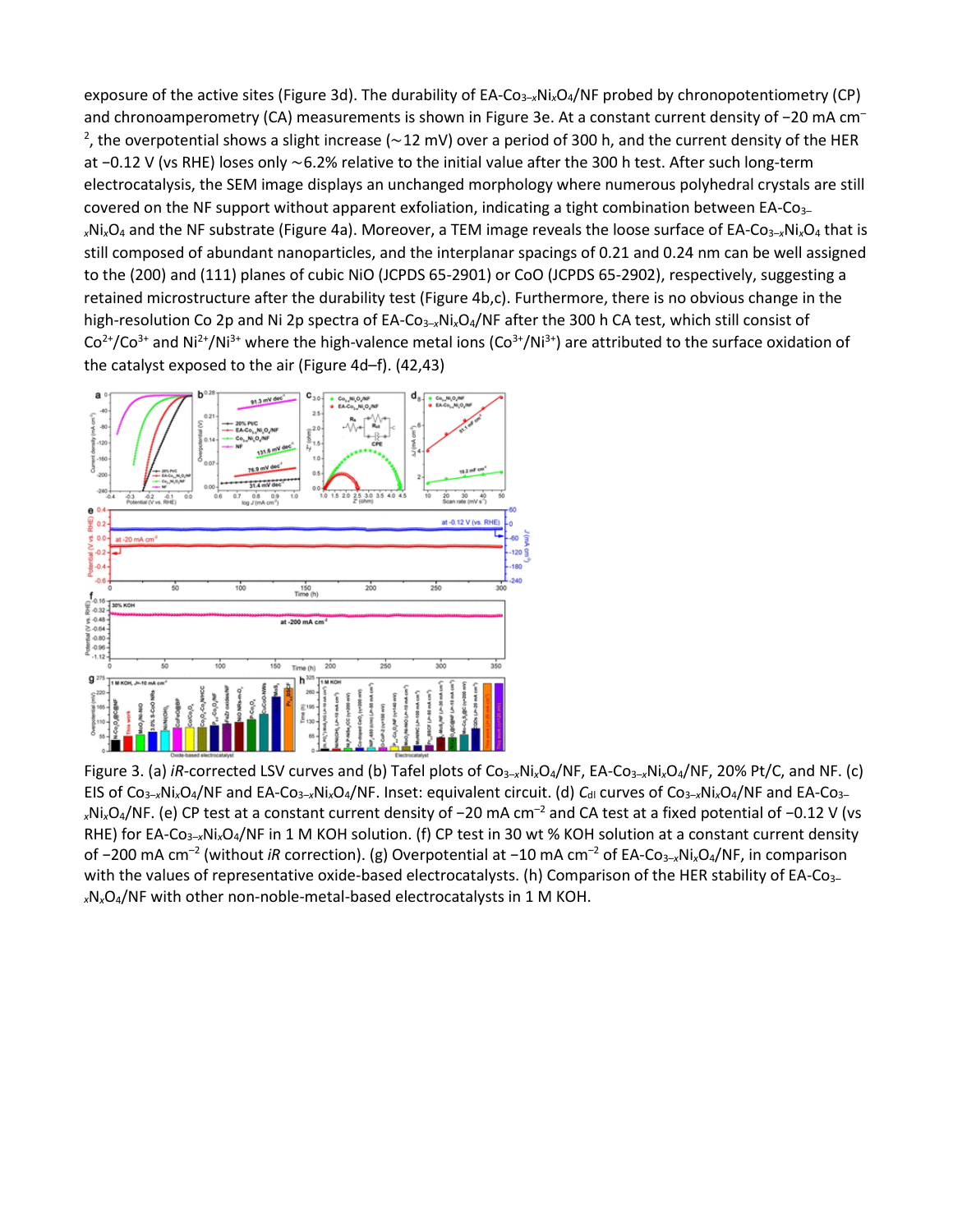exposure of the active sites (Figure 3d). The durability of EA-$Co_{3-x}Ni_xO_4$/NF probed by chronopotentiometry (CP) and chronoamperometry (CA) measurements is shown in Figure 3e. At a constant current density of −20 mA $cm^{-2}$, the overpotential shows a slight increase (∼12 mV) over a period of 300 h, and the current density of the HER at −0.12 V (vs RHE) loses only ∼6.2% relative to the initial value after the 300 h test. After such long-term electrocatalysis, the SEM image displays an unchanged morphology where numerous polyhedral crystals are still covered on the NF support without apparent exfoliation, indicating a tight combination between EA-$Co_{3-x}Ni_xO_4$ and the NF substrate (Figure 4a). Moreover, a TEM image reveals the loose surface of EA-$Co_{3-x}Ni_xO_4$ that is still composed of abundant nanoparticles, and the interplanar spacings of 0.21 and 0.24 nm can be well assigned to the (200) and (111) planes of cubic NiO (JCPDS 65-2901) or CoO (JCPDS 65-2902), respectively, suggesting a retained microstructure after the durability test (Figure 4b,c). Furthermore, there is no obvious change in the high-resolution Co 2p and Ni 2p spectra of EA-$Co_{3-x}Ni_xO_4$/NF after the 300 h CA test, which still consist of $Co^{2+}$/$Co^{3+}$ and $Ni^{2+}$/$Ni^{3+}$ where the high-valence metal ions ($Co^{3+}$/$Ni^{3+}$) are attributed to the surface oxidation of the catalyst exposed to the air (Figure 4d–f). (42,43)

Figure 3. (a) *iR*-corrected LSV curves and (b) Tafel plots of $Co_{3-x}Ni_xO_4$/NF, EA-$Co_{3-x}Ni_xO_4$/NF, 20% Pt/C, and NF. (c) EIS of $Co_{3-x}Ni_xO_4$/NF and EA-$Co_{3-x}Ni_xO_4$/NF. Inset: equivalent circuit. (d) $C_{dl}$ curves of $Co_{3-x}Ni_xO_4$/NF and EA-$Co_{3-x}Ni_xO_4$/NF. (e) CP test at a constant current density of −20 mA $cm^{-2}$ and CA test at a fixed potential of −0.12 V (vs RHE) for EA-$Co_{3-x}Ni_xO_4$/NF in 1 M KOH solution. (f) CP test in 30 wt % KOH solution at a constant current density of −200 mA $cm^{-2}$ (without *iR* correction). (g) Overpotential at −10 mA $cm^{-2}$ of EA-$Co_{3-x}Ni_xO_4$/NF, in comparison with the values of representative oxide-based electrocatalysts. (h) Comparison of the HER stability of EA-$Co_{3-x}N_xO_4$/NF with other non-noble-metal-based electrocatalysts in 1 M KOH.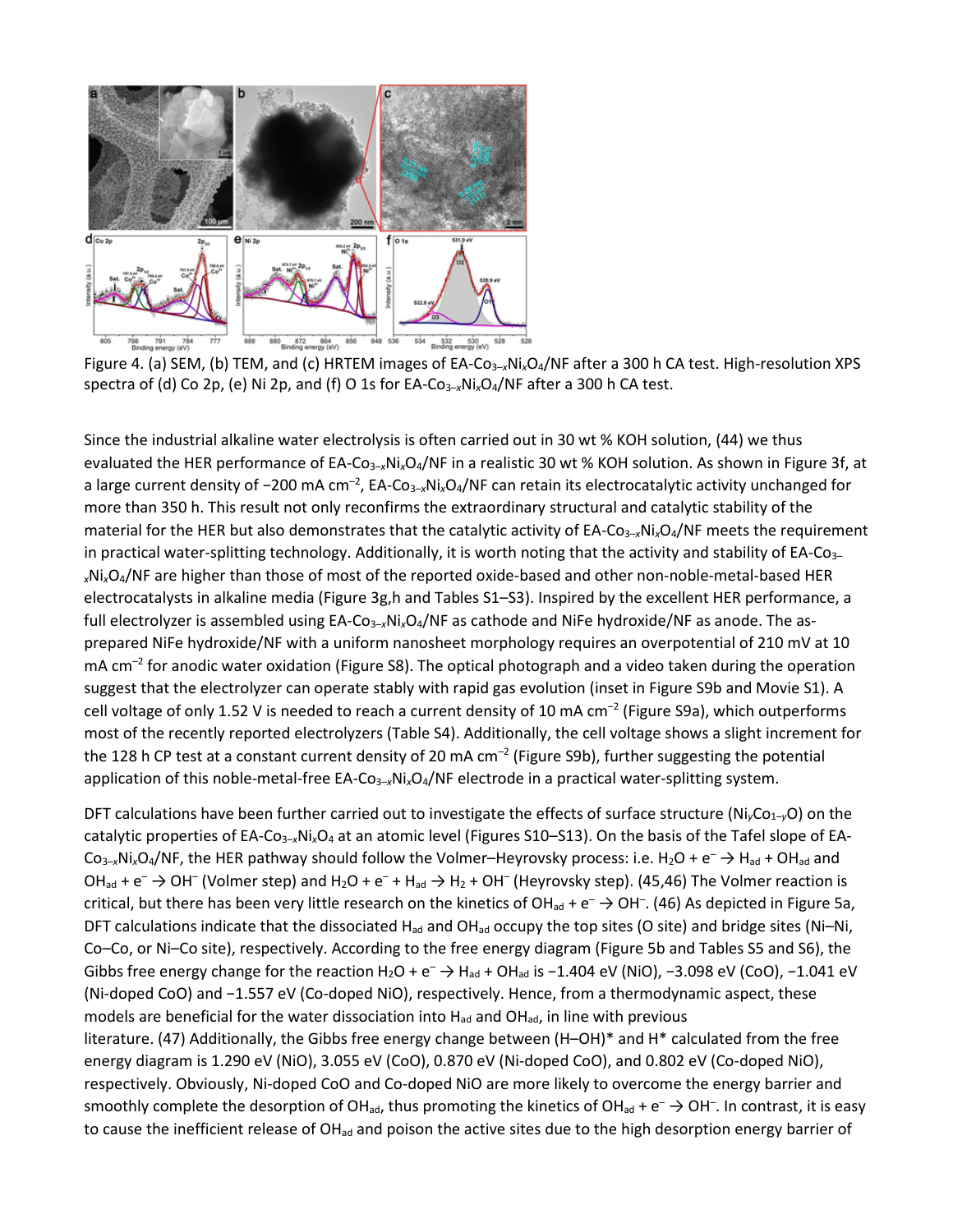Figure 4. (a) SEM, (b) TEM, and (c) HRTEM images of EA-$Co_{3-x}Ni_xO_4$/NF after a 300 h CA test. High-resolution XPS spectra of (d) Co 2p, (e) Ni 2p, and (f) O 1s for EA-$Co_{3-x}Ni_xO_4$/NF after a 300 h CA test.

Since the industrial alkaline water electrolysis is often carried out in 30 wt % KOH solution, (44) we thus evaluated the HER performance of EA-$Co_{3-x}Ni_xO_4$/NF in a realistic 30 wt % KOH solution. As shown in Figure 3f, at a large current density of −200 mA $cm^{-2}$, EA-$Co_{3-x}Ni_xO_4$/NF can retain its electrocatalytic activity unchanged for more than 350 h. This result not only reconfirms the extraordinary structural and catalytic stability of the material for the HER but also demonstrates that the catalytic activity of EA-$Co_{3-x}Ni_xO_4$/NF meets the requirement in practical water-splitting technology. Additionally, it is worth noting that the activity and stability of EA-$Co_{3-x}Ni_xO_4$/NF are higher than those of most of the reported oxide-based and other non-noble-metal-based HER electrocatalysts in alkaline media (Figure 3g,h and Tables S1–S3). Inspired by the excellent HER performance, a full electrolyzer is assembled using EA-$Co_{3-x}Ni_xO_4$/NF as cathode and NiFe hydroxide/NF as anode. The as-prepared NiFe hydroxide/NF with a uniform nanosheet morphology requires an overpotential of 210 mV at 10 mA $cm^{-2}$ for anodic water oxidation (Figure S8). The optical photograph and a video taken during the operation suggest that the electrolyzer can operate stably with rapid gas evolution (inset in Figure S9b and Movie S1). A cell voltage of only 1.52 V is needed to reach a current density of 10 mA $cm^{-2}$ (Figure S9a), which outperforms most of the recently reported electrolyzers (Table S4). Additionally, the cell voltage shows a slight increment for the 128 h CP test at a constant current density of 20 mA $cm^{-2}$ (Figure S9b), further suggesting the potential application of this noble-metal-free EA-$Co_{3-x}Ni_xO_4$/NF electrode in a practical water-splitting system.

DFT calculations have been further carried out to investigate the effects of surface structure ($Ni_yCo_{1-y}O$) on the catalytic properties of EA-$Co_{3-x}Ni_xO_4$ at an atomic level (Figures S10–S13). On the basis of the Tafel slope of EA-$Co_{3-x}Ni_xO_4$/NF, the HER pathway should follow the Volmer–Heyrovsky process: i.e. $H_2O + e^- \rightarrow H_{ad} + OH_{ad}$ and $OH_{ad} + e^- \rightarrow OH^-$ (Volmer step) and $H_2O + e^- + H_{ad} \rightarrow H_2 + OH^-$ (Heyrovsky step). (45,46) The Volmer reaction is critical, but there has been very little research on the kinetics of $OH_{ad} + e^- \rightarrow OH^-$. (46) As depicted in Figure 5a, DFT calculations indicate that the dissociated $H_{ad}$ and $OH_{ad}$ occupy the top sites (O site) and bridge sites (Ni–Ni, Co–Co, or Ni–Co site), respectively. According to the free energy diagram (Figure 5b and Tables S5 and S6), the Gibbs free energy change for the reaction $H_2O + e^- \rightarrow H_{ad} + OH_{ad}$ is −1.404 eV (NiO), −3.098 eV (CoO), −1.041 eV (Ni-doped CoO) and −1.557 eV (Co-doped NiO), respectively. Hence, from a thermodynamic aspect, these models are beneficial for the water dissociation into $H_{ad}$ and $OH_{ad}$, in line with previous literature. (47) Additionally, the Gibbs free energy change between (H–OH)* and H* calculated from the free energy diagram is 1.290 eV (NiO), 3.055 eV (CoO), 0.870 eV (Ni-doped CoO), and 0.802 eV (Co-doped NiO), respectively. Obviously, Ni-doped CoO and Co-doped NiO are more likely to overcome the energy barrier and smoothly complete the desorption of $OH_{ad}$, thus promoting the kinetics of $OH_{ad} + e^- \rightarrow OH^-$. In contrast, it is easy to cause the inefficient release of $OH_{ad}$ and poison the active sites due to the high desorption energy barrier of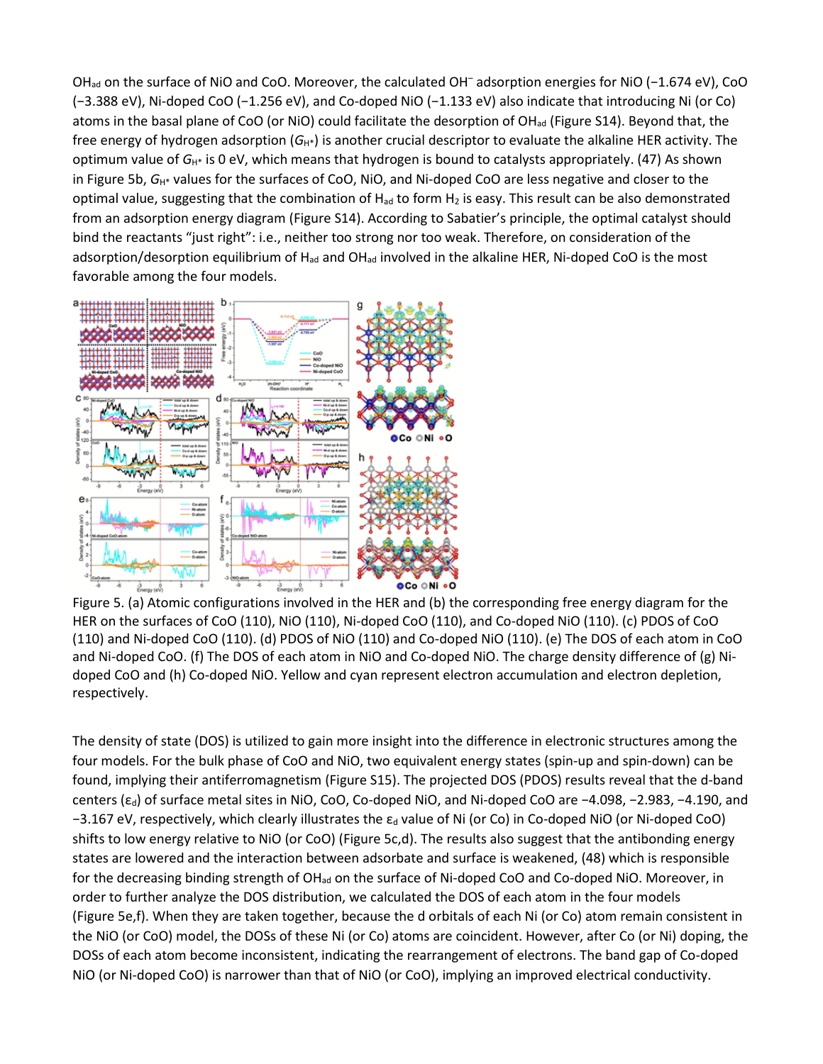OH$_{ad}$ on the surface of NiO and CoO. Moreover, the calculated $OH^-$ adsorption energies for NiO (−1.674 eV), CoO (−3.388 eV), Ni-doped CoO (−1.256 eV), and Co-doped NiO (−1.133 eV) also indicate that introducing Ni (or Co) atoms in the basal plane of CoO (or NiO) could facilitate the desorption of OH$_{ad}$ (Figure S14). Beyond that, the free energy of hydrogen adsorption ($G_{H*}$) is another crucial descriptor to evaluate the alkaline HER activity. The optimum value of $G_{H*}$ is 0 eV, which means that hydrogen is bound to catalysts appropriately. (47) As shown in Figure 5b, $G_{H*}$ values for the surfaces of CoO, NiO, and Ni-doped CoO are less negative and closer to the optimal value, suggesting that the combination of H$_{ad}$ to form $H_2$ is easy. This result can be also demonstrated from an adsorption energy diagram (Figure S14). According to Sabatier's principle, the optimal catalyst should bind the reactants "just right": i.e., neither too strong nor too weak. Therefore, on consideration of the adsorption/desorption equilibrium of H$_{ad}$ and OH$_{ad}$ involved in the alkaline HER, Ni-doped CoO is the most favorable among the four models.

Figure 5. (a) Atomic configurations involved in the HER and (b) the corresponding free energy diagram for the HER on the surfaces of CoO (110), NiO (110), Ni-doped CoO (110), and Co-doped NiO (110). (c) PDOS of CoO (110) and Ni-doped CoO (110). (d) PDOS of NiO (110) and Co-doped NiO (110). (e) The DOS of each atom in CoO and Ni-doped CoO. (f) The DOS of each atom in NiO and Co-doped NiO. The charge density difference of (g) Ni-doped CoO and (h) Co-doped NiO. Yellow and cyan represent electron accumulation and electron depletion, respectively.

The density of state (DOS) is utilized to gain more insight into the difference in electronic structures among the four models. For the bulk phase of CoO and NiO, two equivalent energy states (spin-up and spin-down) can be found, implying their antiferromagnetism (Figure S15). The projected DOS (PDOS) results reveal that the d-band centers ($\varepsilon_d$) of surface metal sites in NiO, CoO, Co-doped NiO, and Ni-doped CoO are −4.098, −2.983, −4.190, and −3.167 eV, respectively, which clearly illustrates the $\varepsilon_d$ value of Ni (or Co) in Co-doped NiO (or Ni-doped CoO) shifts to low energy relative to NiO (or CoO) (Figure 5c,d). The results also suggest that the antibonding energy states are lowered and the interaction between adsorbate and surface is weakened, (48) which is responsible for the decreasing binding strength of OH$_{ad}$ on the surface of Ni-doped CoO and Co-doped NiO. Moreover, in order to further analyze the DOS distribution, we calculated the DOS of each atom in the four models (Figure 5e,f). When they are taken together, because the d orbitals of each Ni (or Co) atom remain consistent in the NiO (or CoO) model, the DOSs of these Ni (or Co) atoms are coincident. However, after Co (or Ni) doping, the DOSs of each atom become inconsistent, indicating the rearrangement of electrons. The band gap of Co-doped NiO (or Ni-doped CoO) is narrower than that of NiO (or CoO), implying an improved electrical conductivity.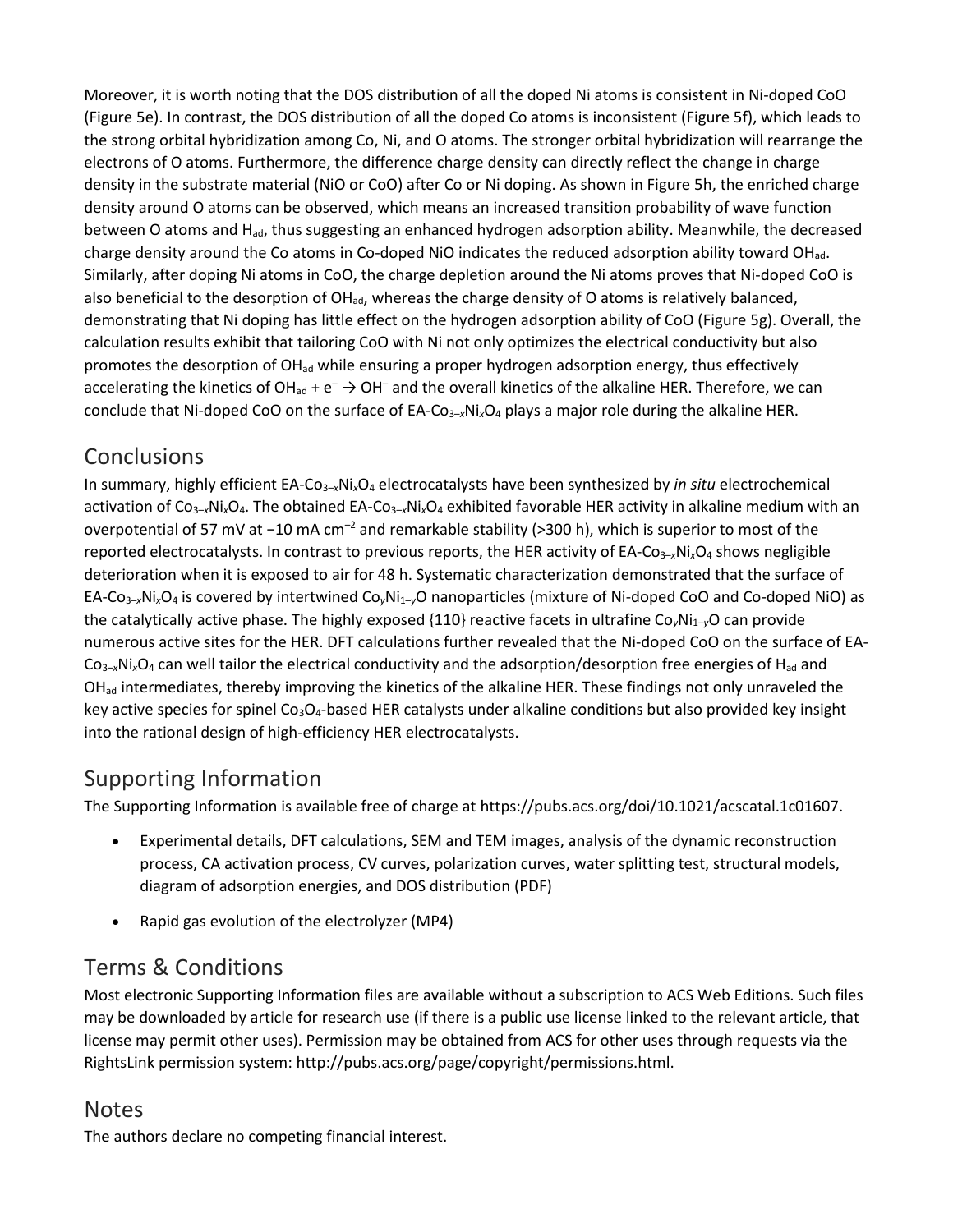Moreover, it is worth noting that the DOS distribution of all the doped Ni atoms is consistent in Ni-doped CoO (Figure 5e). In contrast, the DOS distribution of all the doped Co atoms is inconsistent (Figure 5f), which leads to the strong orbital hybridization among Co, Ni, and O atoms. The stronger orbital hybridization will rearrange the electrons of O atoms. Furthermore, the difference charge density can directly reflect the change in charge density in the substrate material (NiO or CoO) after Co or Ni doping. As shown in Figure 5h, the enriched charge density around O atoms can be observed, which means an increased transition probability of wave function between O atoms and $H_{ad}$, thus suggesting an enhanced hydrogen adsorption ability. Meanwhile, the decreased charge density around the Co atoms in Co-doped NiO indicates the reduced adsorption ability toward $OH_{ad}$. Similarly, after doping Ni atoms in CoO, the charge depletion around the Ni atoms proves that Ni-doped CoO is also beneficial to the desorption of $OH_{ad}$, whereas the charge density of O atoms is relatively balanced, demonstrating that Ni doping has little effect on the hydrogen adsorption ability of CoO (Figure 5g). Overall, the calculation results exhibit that tailoring CoO with Ni not only optimizes the electrical conductivity but also promotes the desorption of $OH_{ad}$ while ensuring a proper hydrogen adsorption energy, thus effectively accelerating the kinetics of $OH_{ad} + e^- \rightarrow OH^-$ and the overall kinetics of the alkaline HER. Therefore, we can conclude that Ni-doped CoO on the surface of EA-$Co_{3-x}Ni_xO_4$ plays a major role during the alkaline HER.

## Conclusions

In summary, highly efficient EA-$Co_{3-x}Ni_xO_4$ electrocatalysts have been synthesized by *in situ* electrochemical activation of $Co_{3-x}Ni_xO_4$. The obtained EA-$Co_{3-x}Ni_xO_4$ exhibited favorable HER activity in alkaline medium with an overpotential of 57 mV at −10 mA $cm^{-2}$ and remarkable stability (>300 h), which is superior to most of the reported electrocatalysts. In contrast to previous reports, the HER activity of EA-$Co_{3-x}Ni_xO_4$ shows negligible deterioration when it is exposed to air for 48 h. Systematic characterization demonstrated that the surface of EA-$Co_{3-x}Ni_xO_4$ is covered by intertwined $Co_yNi_{1-y}O$ nanoparticles (mixture of Ni-doped CoO and Co-doped NiO) as the catalytically active phase. The highly exposed {110} reactive facets in ultrafine $Co_yNi_{1-y}O$ can provide numerous active sites for the HER. DFT calculations further revealed that the Ni-doped CoO on the surface of EA-$Co_{3-x}Ni_xO_4$ can well tailor the electrical conductivity and the adsorption/desorption free energies of $H_{ad}$ and $OH_{ad}$ intermediates, thereby improving the kinetics of the alkaline HER. These findings not only unraveled the key active species for spinel $Co_3O_4$-based HER catalysts under alkaline conditions but also provided key insight into the rational design of high-efficiency HER electrocatalysts.

## Supporting Information

The Supporting Information is available free of charge at https://pubs.acs.org/doi/10.1021/acscatal.1c01607.

- Experimental details, DFT calculations, SEM and TEM images, analysis of the dynamic reconstruction process, CA activation process, CV curves, polarization curves, water splitting test, structural models, diagram of adsorption energies, and DOS distribution (PDF)
- Rapid gas evolution of the electrolyzer (MP4)

## Terms & Conditions

Most electronic Supporting Information files are available without a subscription to ACS Web Editions. Such files may be downloaded by article for research use (if there is a public use license linked to the relevant article, that license may permit other uses). Permission may be obtained from ACS for other uses through requests via the RightsLink permission system: http://pubs.acs.org/page/copyright/permissions.html.

## Notes

The authors declare no competing financial interest.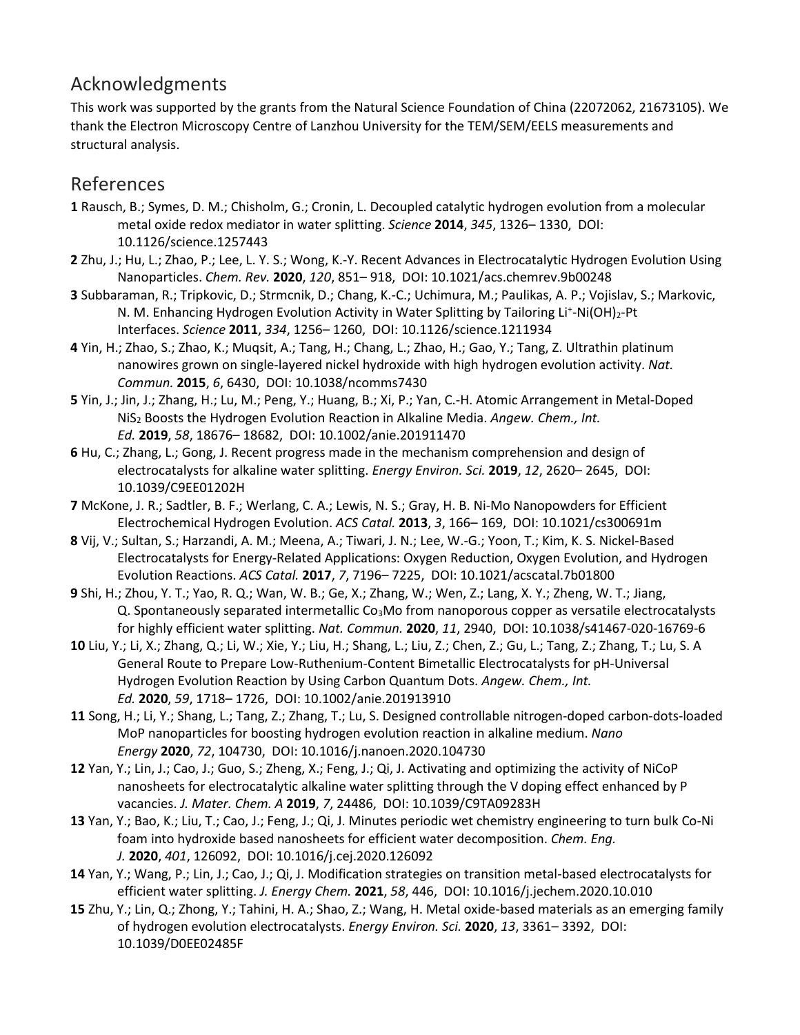## Acknowledgments

This work was supported by the grants from the Natural Science Foundation of China (22072062, 21673105). We thank the Electron Microscopy Centre of Lanzhou University for the TEM/SEM/EELS measurements and structural analysis.

## References

**1** Rausch, B.; Symes, D. M.; Chisholm, G.; Cronin, L. Decoupled catalytic hydrogen evolution from a molecular metal oxide redox mediator in water splitting. *Science* **2014**, *345*, 1326– 1330, DOI: 10.1126/science.1257443

**2** Zhu, J.; Hu, L.; Zhao, P.; Lee, L. Y. S.; Wong, K.-Y. Recent Advances in Electrocatalytic Hydrogen Evolution Using Nanoparticles. *Chem. Rev.* **2020**, *120*, 851– 918, DOI: 10.1021/acs.chemrev.9b00248

**3** Subbaraman, R.; Tripkovic, D.; Strmcnik, D.; Chang, K.-C.; Uchimura, M.; Paulikas, A. P.; Vojislav, S.; Markovic, N. M. Enhancing Hydrogen Evolution Activity in Water Splitting by Tailoring $Li^{+}$-$Ni(OH)_2$-Pt Interfaces. *Science* **2011**, *334*, 1256– 1260, DOI: 10.1126/science.1211934

**4** Yin, H.; Zhao, S.; Zhao, K.; Muqsit, A.; Tang, H.; Chang, L.; Zhao, H.; Gao, Y.; Tang, Z. Ultrathin platinum nanowires grown on single-layered nickel hydroxide with high hydrogen evolution activity. *Nat. Commun.* **2015**, *6*, 6430, DOI: 10.1038/ncomms7430

**5** Yin, J.; Jin, J.; Zhang, H.; Lu, M.; Peng, Y.; Huang, B.; Xi, P.; Yan, C.-H. Atomic Arrangement in Metal-Doped $NiS_2$ Boosts the Hydrogen Evolution Reaction in Alkaline Media. *Angew. Chem., Int. Ed.* **2019**, *58*, 18676– 18682, DOI: 10.1002/anie.201911470

**6** Hu, C.; Zhang, L.; Gong, J. Recent progress made in the mechanism comprehension and design of electrocatalysts for alkaline water splitting. *Energy Environ. Sci.* **2019**, *12*, 2620– 2645, DOI: 10.1039/C9EE01202H

**7** McKone, J. R.; Sadtler, B. F.; Werlang, C. A.; Lewis, N. S.; Gray, H. B. Ni-Mo Nanopowders for Efficient Electrochemical Hydrogen Evolution. *ACS Catal.* **2013**, *3*, 166– 169, DOI: 10.1021/cs300691m

**8** Vij, V.; Sultan, S.; Harzandi, A. M.; Meena, A.; Tiwari, J. N.; Lee, W.-G.; Yoon, T.; Kim, K. S. Nickel-Based Electrocatalysts for Energy-Related Applications: Oxygen Reduction, Oxygen Evolution, and Hydrogen Evolution Reactions. *ACS Catal.* **2017**, *7*, 7196– 7225, DOI: 10.1021/acscatal.7b01800

**9** Shi, H.; Zhou, Y. T.; Yao, R. Q.; Wan, W. B.; Ge, X.; Zhang, W.; Wen, Z.; Lang, X. Y.; Zheng, W. T.; Jiang, Q. Spontaneously separated intermetallic $Co_3Mo$ from nanoporous copper as versatile electrocatalysts for highly efficient water splitting. *Nat. Commun.* **2020**, *11*, 2940, DOI: 10.1038/s41467-020-16769-6

**10** Liu, Y.; Li, X.; Zhang, Q.; Li, W.; Xie, Y.; Liu, H.; Shang, L.; Liu, Z.; Chen, Z.; Gu, L.; Tang, Z.; Zhang, T.; Lu, S. A General Route to Prepare Low-Ruthenium-Content Bimetallic Electrocatalysts for pH-Universal Hydrogen Evolution Reaction by Using Carbon Quantum Dots. *Angew. Chem., Int. Ed.* **2020**, *59*, 1718– 1726, DOI: 10.1002/anie.201913910

**11** Song, H.; Li, Y.; Shang, L.; Tang, Z.; Zhang, T.; Lu, S. Designed controllable nitrogen-doped carbon-dots-loaded MoP nanoparticles for boosting hydrogen evolution reaction in alkaline medium. *Nano Energy* **2020**, *72*, 104730, DOI: 10.1016/j.nanoen.2020.104730

**12** Yan, Y.; Lin, J.; Cao, J.; Guo, S.; Zheng, X.; Feng, J.; Qi, J. Activating and optimizing the activity of NiCoP nanosheets for electrocatalytic alkaline water splitting through the V doping effect enhanced by P vacancies. *J. Mater. Chem. A* **2019**, *7*, 24486, DOI: 10.1039/C9TA09283H

**13** Yan, Y.; Bao, K.; Liu, T.; Cao, J.; Feng, J.; Qi, J. Minutes periodic wet chemistry engineering to turn bulk Co-Ni foam into hydroxide based nanosheets for efficient water decomposition. *Chem. Eng. J.* **2020**, *401*, 126092, DOI: 10.1016/j.cej.2020.126092

**14** Yan, Y.; Wang, P.; Lin, J.; Cao, J.; Qi, J. Modification strategies on transition metal-based electrocatalysts for efficient water splitting. *J. Energy Chem.* **2021**, *58*, 446, DOI: 10.1016/j.jechem.2020.10.010

**15** Zhu, Y.; Lin, Q.; Zhong, Y.; Tahini, H. A.; Shao, Z.; Wang, H. Metal oxide-based materials as an emerging family of hydrogen evolution electrocatalysts. *Energy Environ. Sci.* **2020**, *13*, 3361– 3392, DOI: 10.1039/D0EE02485F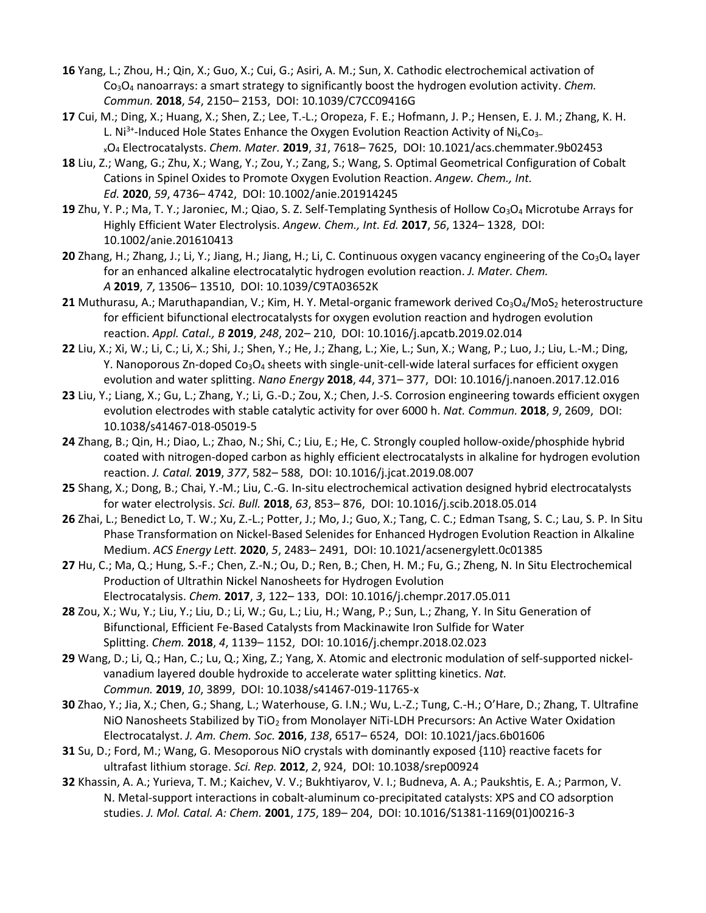**16** Yang, L.; Zhou, H.; Qin, X.; Guo, X.; Cui, G.; Asiri, A. M.; Sun, X. Cathodic electrochemical activation of $Co_3O_4$ nanoarrays: a smart strategy to significantly boost the hydrogen evolution activity. *Chem. Commun.* **2018**, *54*, 2150– 2153, DOI: 10.1039/C7CC09416G

**17** Cui, M.; Ding, X.; Huang, X.; Shen, Z.; Lee, T.-L.; Oropeza, F. E.; Hofmann, J. P.; Hensen, E. J. M.; Zhang, K. H. L. $Ni^{3+}$-Induced Hole States Enhance the Oxygen Evolution Reaction Activity of $Ni_xCo_{3-x}O_4$ Electrocatalysts. *Chem. Mater.* **2019**, *31*, 7618– 7625, DOI: 10.1021/acs.chemmater.9b02453

**18** Liu, Z.; Wang, G.; Zhu, X.; Wang, Y.; Zou, Y.; Zang, S.; Wang, S. Optimal Geometrical Configuration of Cobalt Cations in Spinel Oxides to Promote Oxygen Evolution Reaction. *Angew. Chem., Int. Ed.* **2020**, *59*, 4736– 4742, DOI: 10.1002/anie.201914245

**19** Zhu, Y. P.; Ma, T. Y.; Jaroniec, M.; Qiao, S. Z. Self-Templating Synthesis of Hollow $Co_3O_4$ Microtube Arrays for Highly Efficient Water Electrolysis. *Angew. Chem., Int. Ed.* **2017**, *56*, 1324– 1328, DOI: 10.1002/anie.201610413

**20** Zhang, H.; Zhang, J.; Li, Y.; Jiang, H.; Jiang, H.; Li, C. Continuous oxygen vacancy engineering of the $Co_3O_4$ layer for an enhanced alkaline electrocatalytic hydrogen evolution reaction. *J. Mater. Chem. A* **2019**, *7*, 13506– 13510, DOI: 10.1039/C9TA03652K

**21** Muthurasu, A.; Maruthapandian, V.; Kim, H. Y. Metal-organic framework derived $Co_3O_4/MoS_2$ heterostructure for efficient bifunctional electrocatalysts for oxygen evolution reaction and hydrogen evolution reaction. *Appl. Catal., B* **2019**, *248*, 202– 210, DOI: 10.1016/j.apcatb.2019.02.014

**22** Liu, X.; Xi, W.; Li, C.; Li, X.; Shi, J.; Shen, Y.; He, J.; Zhang, L.; Xie, L.; Sun, X.; Wang, P.; Luo, J.; Liu, L.-M.; Ding, Y. Nanoporous Zn-doped $Co_3O_4$ sheets with single-unit-cell-wide lateral surfaces for efficient oxygen evolution and water splitting. *Nano Energy* **2018**, *44*, 371– 377, DOI: 10.1016/j.nanoen.2017.12.016

**23** Liu, Y.; Liang, X.; Gu, L.; Zhang, Y.; Li, G.-D.; Zou, X.; Chen, J.-S. Corrosion engineering towards efficient oxygen evolution electrodes with stable catalytic activity for over 6000 h. *Nat. Commun.* **2018**, *9*, 2609, DOI: 10.1038/s41467-018-05019-5

**24** Zhang, B.; Qin, H.; Diao, L.; Zhao, N.; Shi, C.; Liu, E.; He, C. Strongly coupled hollow-oxide/phosphide hybrid coated with nitrogen-doped carbon as highly efficient electrocatalysts in alkaline for hydrogen evolution reaction. *J. Catal.* **2019**, *377*, 582– 588, DOI: 10.1016/j.jcat.2019.08.007

**25** Shang, X.; Dong, B.; Chai, Y.-M.; Liu, C.-G. In-situ electrochemical activation designed hybrid electrocatalysts for water electrolysis. *Sci. Bull.* **2018**, *63*, 853– 876, DOI: 10.1016/j.scib.2018.05.014

**26** Zhai, L.; Benedict Lo, T. W.; Xu, Z.-L.; Potter, J.; Mo, J.; Guo, X.; Tang, C. C.; Edman Tsang, S. C.; Lau, S. P. In Situ Phase Transformation on Nickel-Based Selenides for Enhanced Hydrogen Evolution Reaction in Alkaline Medium. *ACS Energy Lett.* **2020**, *5*, 2483– 2491, DOI: 10.1021/acsenergylett.0c01385

**27** Hu, C.; Ma, Q.; Hung, S.-F.; Chen, Z.-N.; Ou, D.; Ren, B.; Chen, H. M.; Fu, G.; Zheng, N. In Situ Electrochemical Production of Ultrathin Nickel Nanosheets for Hydrogen Evolution Electrocatalysis. *Chem.* **2017**, *3*, 122– 133, DOI: 10.1016/j.chempr.2017.05.011

**28** Zou, X.; Wu, Y.; Liu, Y.; Liu, D.; Li, W.; Gu, L.; Liu, H.; Wang, P.; Sun, L.; Zhang, Y. In Situ Generation of Bifunctional, Efficient Fe-Based Catalysts from Mackinawite Iron Sulfide for Water Splitting. *Chem.* **2018**, *4*, 1139– 1152, DOI: 10.1016/j.chempr.2018.02.023

**29** Wang, D.; Li, Q.; Han, C.; Lu, Q.; Xing, Z.; Yang, X. Atomic and electronic modulation of self-supported nickel-vanadium layered double hydroxide to accelerate water splitting kinetics. *Nat. Commun.* **2019**, *10*, 3899, DOI: 10.1038/s41467-019-11765-x

**30** Zhao, Y.; Jia, X.; Chen, G.; Shang, L.; Waterhouse, G. I.N.; Wu, L.-Z.; Tung, C.-H.; O'Hare, D.; Zhang, T. Ultrafine NiO Nanosheets Stabilized by $TiO_2$ from Monolayer NiTi-LDH Precursors: An Active Water Oxidation Electrocatalyst. *J. Am. Chem. Soc.* **2016**, *138*, 6517– 6524, DOI: 10.1021/jacs.6b01606

**31** Su, D.; Ford, M.; Wang, G. Mesoporous NiO crystals with dominantly exposed {110} reactive facets for ultrafast lithium storage. *Sci. Rep.* **2012**, *2*, 924, DOI: 10.1038/srep00924

**32** Khassin, A. A.; Yurieva, T. M.; Kaichev, V. V.; Bukhtiyarov, V. I.; Budneva, A. A.; Paukshtis, E. A.; Parmon, V. N. Metal-support interactions in cobalt-aluminum co-precipitated catalysts: XPS and CO adsorption studies. *J. Mol. Catal. A: Chem.* **2001**, *175*, 189– 204, DOI: 10.1016/S1381-1169(01)00216-3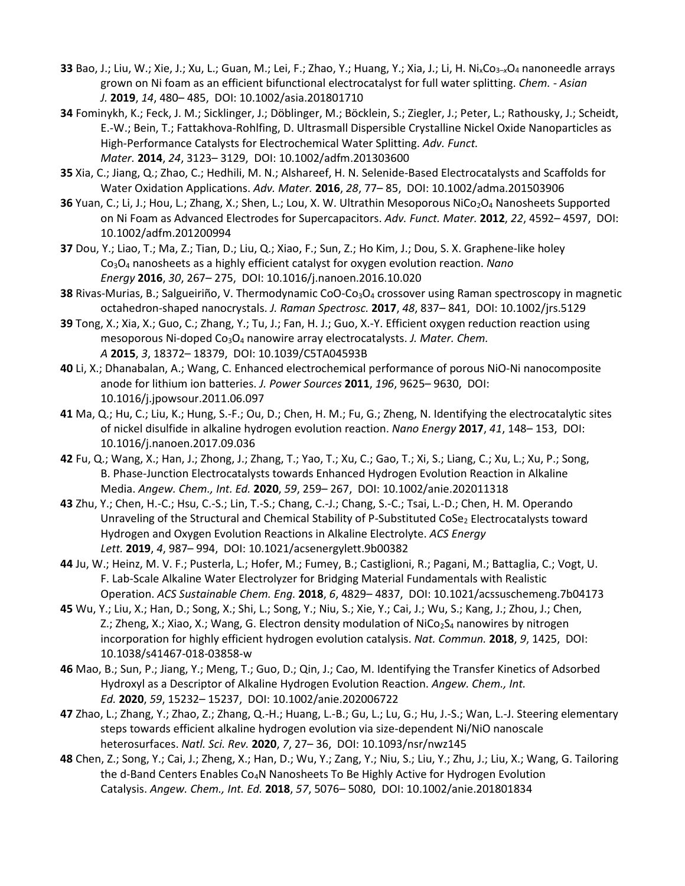**33** Bao, J.; Liu, W.; Xie, J.; Xu, L.; Guan, M.; Lei, F.; Zhao, Y.; Huang, Y.; Xia, J.; Li, H. $Ni_xCo_{3-x}O_4$ nanoneedle arrays grown on Ni foam as an efficient bifunctional electrocatalyst for full water splitting. *Chem. - Asian J.* **2019**, *14*, 480– 485, DOI: 10.1002/asia.201801710

**34** Fominykh, K.; Feck, J. M.; Sicklinger, J.; Döblinger, M.; Böcklein, S.; Ziegler, J.; Peter, L.; Rathousky, J.; Scheidt, E.-W.; Bein, T.; Fattakhova-Rohlfing, D. Ultrasmall Dispersible Crystalline Nickel Oxide Nanoparticles as High-Performance Catalysts for Electrochemical Water Splitting. *Adv. Funct. Mater.* **2014**, *24*, 3123– 3129, DOI: 10.1002/adfm.201303600

**35** Xia, C.; Jiang, Q.; Zhao, C.; Hedhili, M. N.; Alshareef, H. N. Selenide-Based Electrocatalysts and Scaffolds for Water Oxidation Applications. *Adv. Mater.* **2016**, *28*, 77– 85, DOI: 10.1002/adma.201503906

**36** Yuan, C.; Li, J.; Hou, L.; Zhang, X.; Shen, L.; Lou, X. W. Ultrathin Mesoporous $NiCo_2O_4$ Nanosheets Supported on Ni Foam as Advanced Electrodes for Supercapacitors. *Adv. Funct. Mater.* **2012**, *22*, 4592– 4597, DOI: 10.1002/adfm.201200994

**37** Dou, Y.; Liao, T.; Ma, Z.; Tian, D.; Liu, Q.; Xiao, F.; Sun, Z.; Ho Kim, J.; Dou, S. X. Graphene-like holey $Co_3O_4$ nanosheets as a highly efficient catalyst for oxygen evolution reaction. *Nano Energy* **2016**, *30*, 267– 275, DOI: 10.1016/j.nanoen.2016.10.020

**38** Rivas-Murias, B.; Salgueiriño, V. Thermodynamic CoO-$Co_3O_4$ crossover using Raman spectroscopy in magnetic octahedron-shaped nanocrystals. *J. Raman Spectrosc.* **2017**, *48*, 837– 841, DOI: 10.1002/jrs.5129

**39** Tong, X.; Xia, X.; Guo, C.; Zhang, Y.; Tu, J.; Fan, H. J.; Guo, X.-Y. Efficient oxygen reduction reaction using mesoporous Ni-doped $Co_3O_4$ nanowire array electrocatalysts. *J. Mater. Chem. A* **2015**, *3*, 18372– 18379, DOI: 10.1039/C5TA04593B

**40** Li, X.; Dhanabalan, A.; Wang, C. Enhanced electrochemical performance of porous NiO-Ni nanocomposite anode for lithium ion batteries. *J. Power Sources* **2011**, *196*, 9625– 9630, DOI: 10.1016/j.jpowsour.2011.06.097

**41** Ma, Q.; Hu, C.; Liu, K.; Hung, S.-F.; Ou, D.; Chen, H. M.; Fu, G.; Zheng, N. Identifying the electrocatalytic sites of nickel disulfide in alkaline hydrogen evolution reaction. *Nano Energy* **2017**, *41*, 148– 153, DOI: 10.1016/j.nanoen.2017.09.036

**42** Fu, Q.; Wang, X.; Han, J.; Zhong, J.; Zhang, T.; Yao, T.; Xu, C.; Gao, T.; Xi, S.; Liang, C.; Xu, L.; Xu, P.; Song, B. Phase-Junction Electrocatalysts towards Enhanced Hydrogen Evolution Reaction in Alkaline Media. *Angew. Chem., Int. Ed.* **2020**, *59*, 259– 267, DOI: 10.1002/anie.202011318

**43** Zhu, Y.; Chen, H.-C.; Hsu, C.-S.; Lin, T.-S.; Chang, C.-J.; Chang, S.-C.; Tsai, L.-D.; Chen, H. M. Operando Unraveling of the Structural and Chemical Stability of P-Substituted $CoSe_2$ Electrocatalysts toward Hydrogen and Oxygen Evolution Reactions in Alkaline Electrolyte. *ACS Energy Lett.* **2019**, *4*, 987– 994, DOI: 10.1021/acsenergylett.9b00382

**44** Ju, W.; Heinz, M. V. F.; Pusterla, L.; Hofer, M.; Fumey, B.; Castiglioni, R.; Pagani, M.; Battaglia, C.; Vogt, U. F. Lab-Scale Alkaline Water Electrolyzer for Bridging Material Fundamentals with Realistic Operation. *ACS Sustainable Chem. Eng.* **2018**, *6*, 4829– 4837, DOI: 10.1021/acssuschemeng.7b04173

**45** Wu, Y.; Liu, X.; Han, D.; Song, X.; Shi, L.; Song, Y.; Niu, S.; Xie, Y.; Cai, J.; Wu, S.; Kang, J.; Zhou, J.; Chen, Z.; Zheng, X.; Xiao, X.; Wang, G. Electron density modulation of $NiCo_2S_4$ nanowires by nitrogen incorporation for highly efficient hydrogen evolution catalysis. *Nat. Commun.* **2018**, *9*, 1425, DOI: 10.1038/s41467-018-03858-w

**46** Mao, B.; Sun, P.; Jiang, Y.; Meng, T.; Guo, D.; Qin, J.; Cao, M. Identifying the Transfer Kinetics of Adsorbed Hydroxyl as a Descriptor of Alkaline Hydrogen Evolution Reaction. *Angew. Chem., Int. Ed.* **2020**, *59*, 15232– 15237, DOI: 10.1002/anie.202006722

**47** Zhao, L.; Zhang, Y.; Zhao, Z.; Zhang, Q.-H.; Huang, L.-B.; Gu, L.; Lu, G.; Hu, J.-S.; Wan, L.-J. Steering elementary steps towards efficient alkaline hydrogen evolution via size-dependent Ni/NiO nanoscale heterosurfaces. *Natl. Sci. Rev.* **2020**, *7*, 27– 36, DOI: 10.1093/nsr/nwz145

**48** Chen, Z.; Song, Y.; Cai, J.; Zheng, X.; Han, D.; Wu, Y.; Zang, Y.; Niu, S.; Liu, Y.; Zhu, J.; Liu, X.; Wang, G. Tailoring the d-Band Centers Enables $Co_4N$ Nanosheets To Be Highly Active for Hydrogen Evolution Catalysis. *Angew. Chem., Int. Ed.* **2018**, *57*, 5076– 5080, DOI: 10.1002/anie.201801834